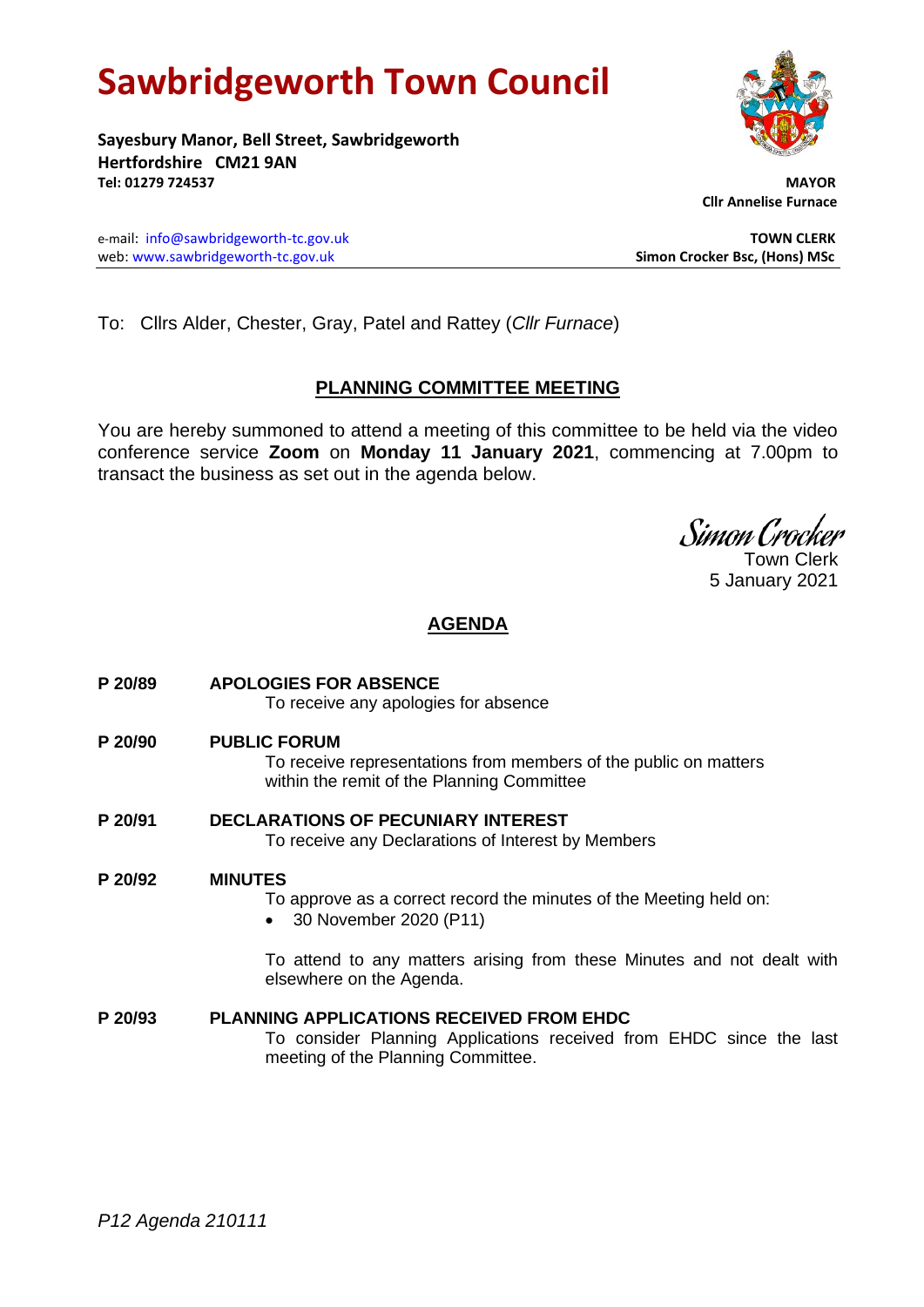# Sawbridgeworth Town Council

**Sayesbury Manor, Bell Street, Sawbridgeworth**
**Hertfordshire CM21 9AN**
**Tel: 01279 724537**

**MAYOR**
**Cllr Annelise Furnace**

e-mail: info@sawbridgeworth-tc.gov.uk
web: www.sawbridgeworth-tc.gov.uk

**TOWN CLERK**
**Simon Crocker Bsc, (Hons) MSc**

To: Cllrs Alder, Chester, Gray, Patel and Rattey (*Cllr Furnace*)

## PLANNING COMMITTEE MEETING

You are hereby summoned to attend a meeting of this committee to be held via the video conference service **Zoom** on **Monday 11 January 2021**, commencing at 7.00pm to transact the business as set out in the agenda below.

*Simon Crocker*
Town Clerk
5 January 2021

## AGENDA

**P 20/89 APOLOGIES FOR ABSENCE**
To receive any apologies for absence

**P 20/90 PUBLIC FORUM**
To receive representations from members of the public on matters within the remit of the Planning Committee

**P 20/91 DECLARATIONS OF PECUNIARY INTEREST**
To receive any Declarations of Interest by Members

**P 20/92 MINUTES**
To approve as a correct record the minutes of the Meeting held on:

- 30 November 2020 (P11)

To attend to any matters arising from these Minutes and not dealt with elsewhere on the Agenda.

**P 20/93 PLANNING APPLICATIONS RECEIVED FROM EHDC**
To consider Planning Applications received from EHDC since the last meeting of the Planning Committee.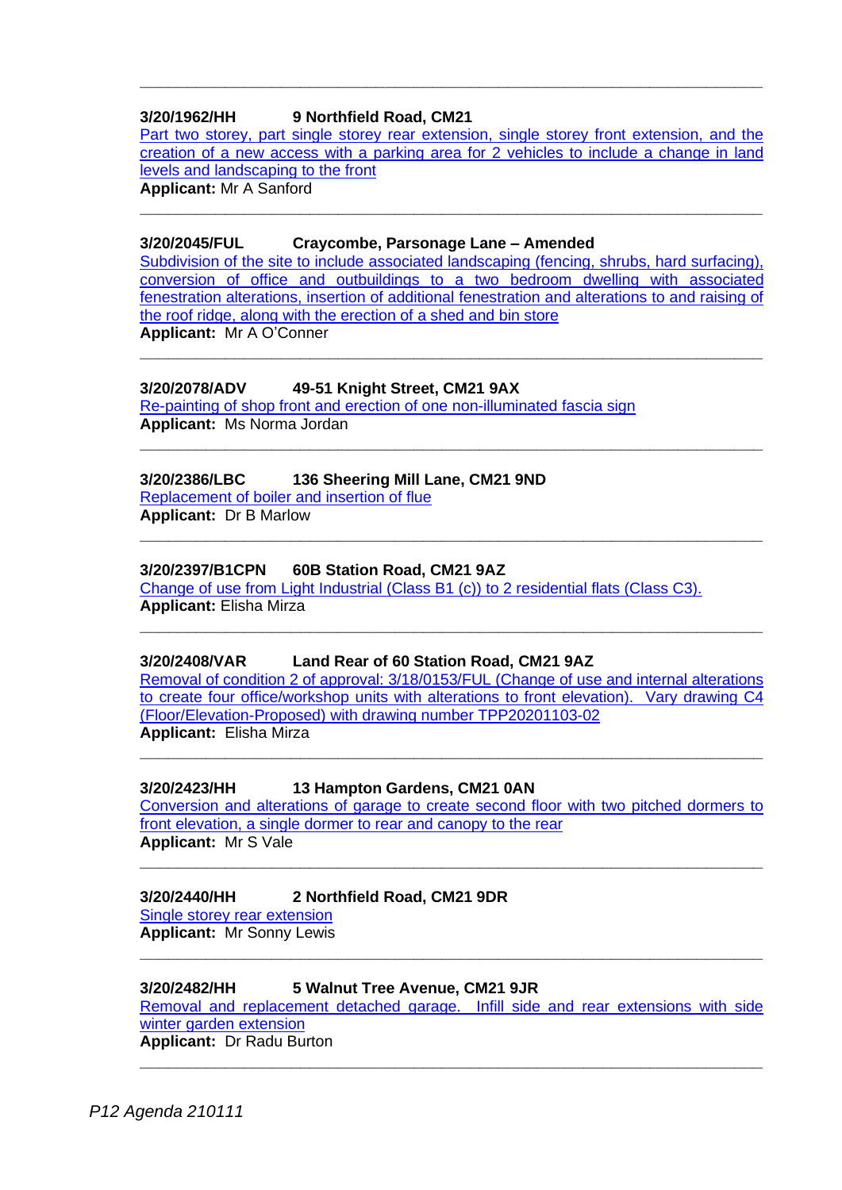---

**3/20/1962/HH 9 Northfield Road, CM21**

Part two storey, part single storey rear extension, single storey front extension, and the creation of a new access with a parking area for 2 vehicles to include a change in land levels and landscaping to the front

**Applicant:** Mr A Sanford

---

**3/20/2045/FUL Craycombe, Parsonage Lane – Amended**

Subdivision of the site to include associated landscaping (fencing, shrubs, hard surfacing), conversion of office and outbuildings to a two bedroom dwelling with associated fenestration alterations, insertion of additional fenestration and alterations to and raising of the roof ridge, along with the erection of a shed and bin store

**Applicant:** Mr A O'Conner

---

**3/20/2078/ADV 49-51 Knight Street, CM21 9AX**

Re-painting of shop front and erection of one non-illuminated fascia sign

**Applicant:** Ms Norma Jordan

---

**3/20/2386/LBC 136 Sheering Mill Lane, CM21 9ND**

Replacement of boiler and insertion of flue

**Applicant:** Dr B Marlow

---

**3/20/2397/B1CPN 60B Station Road, CM21 9AZ**

Change of use from Light Industrial (Class B1 (c)) to 2 residential flats (Class C3).

**Applicant:** Elisha Mirza

---

**3/20/2408/VAR Land Rear of 60 Station Road, CM21 9AZ**

Removal of condition 2 of approval: 3/18/0153/FUL (Change of use and internal alterations to create four office/workshop units with alterations to front elevation). Vary drawing C4 (Floor/Elevation-Proposed) with drawing number TPP20201103-02

**Applicant:** Elisha Mirza

---

**3/20/2423/HH 13 Hampton Gardens, CM21 0AN**

Conversion and alterations of garage to create second floor with two pitched dormers to front elevation, a single dormer to rear and canopy to the rear

**Applicant:** Mr S Vale

---

**3/20/2440/HH 2 Northfield Road, CM21 9DR**

Single storey rear extension

**Applicant:** Mr Sonny Lewis

---

**3/20/2482/HH 5 Walnut Tree Avenue, CM21 9JR**

Removal and replacement detached garage. Infill side and rear extensions with side winter garden extension

**Applicant:** Dr Radu Burton

---

*P12 Agenda 210111*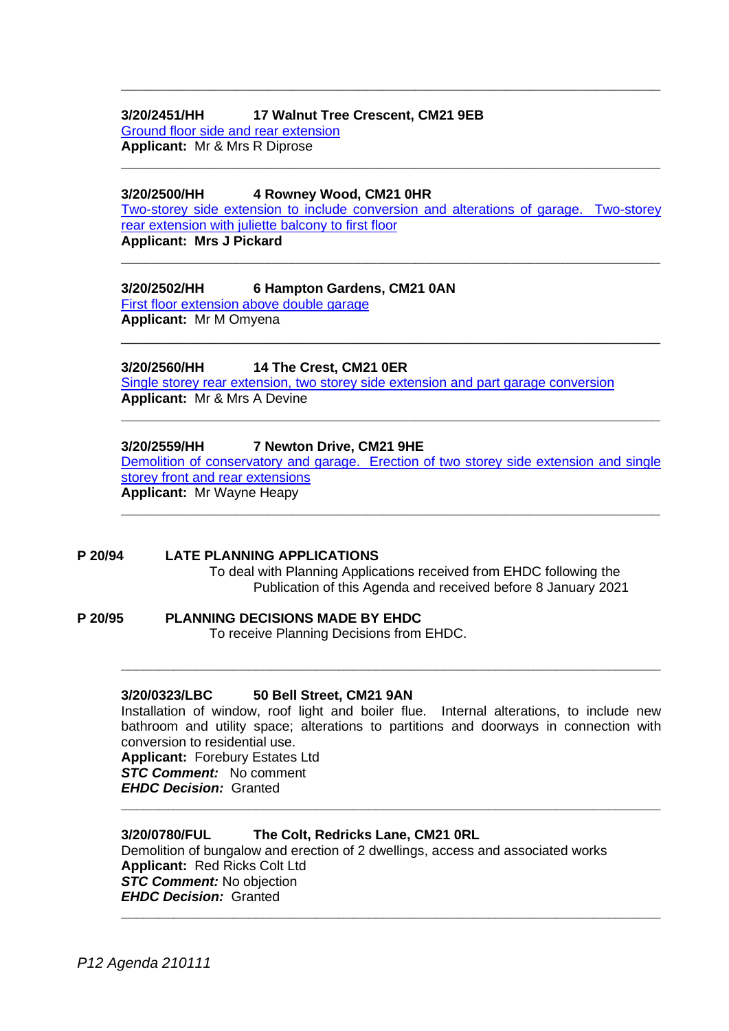---

**3/20/2451/HH 17 Walnut Tree Crescent, CM21 9EB**
Ground floor side and rear extension
**Applicant:** Mr & Mrs R Diprose

---

**3/20/2500/HH 4 Rowney Wood, CM21 0HR**
Two-storey side extension to include conversion and alterations of garage. Two-storey rear extension with juliette balcony to first floor
**Applicant: Mrs J Pickard**

---

**3/20/2502/HH 6 Hampton Gardens, CM21 0AN**
First floor extension above double garage
**Applicant:** Mr M Omyena

---

**3/20/2560/HH 14 The Crest, CM21 0ER**
Single storey rear extension, two storey side extension and part garage conversion
**Applicant:** Mr & Mrs A Devine

---

**3/20/2559/HH 7 Newton Drive, CM21 9HE**
Demolition of conservatory and garage. Erection of two storey side extension and single storey front and rear extensions
**Applicant:** Mr Wayne Heapy

---

**P 20/94 LATE PLANNING APPLICATIONS**

To deal with Planning Applications received from EHDC following the Publication of this Agenda and received before 8 January 2021

**P 20/95 PLANNING DECISIONS MADE BY EHDC**

To receive Planning Decisions from EHDC.

---

**3/20/0323/LBC 50 Bell Street, CM21 9AN**
Installation of window, roof light and boiler flue. Internal alterations, to include new bathroom and utility space; alterations to partitions and doorways in connection with conversion to residential use.
**Applicant:** Forebury Estates Ltd
***STC Comment:*** No comment
***EHDC Decision:*** Granted

---

**3/20/0780/FUL The Colt, Redricks Lane, CM21 0RL**
Demolition of bungalow and erection of 2 dwellings, access and associated works
**Applicant:** Red Ricks Colt Ltd
***STC Comment:*** No objection
***EHDC Decision:*** Granted

---

*P12 Agenda 210111*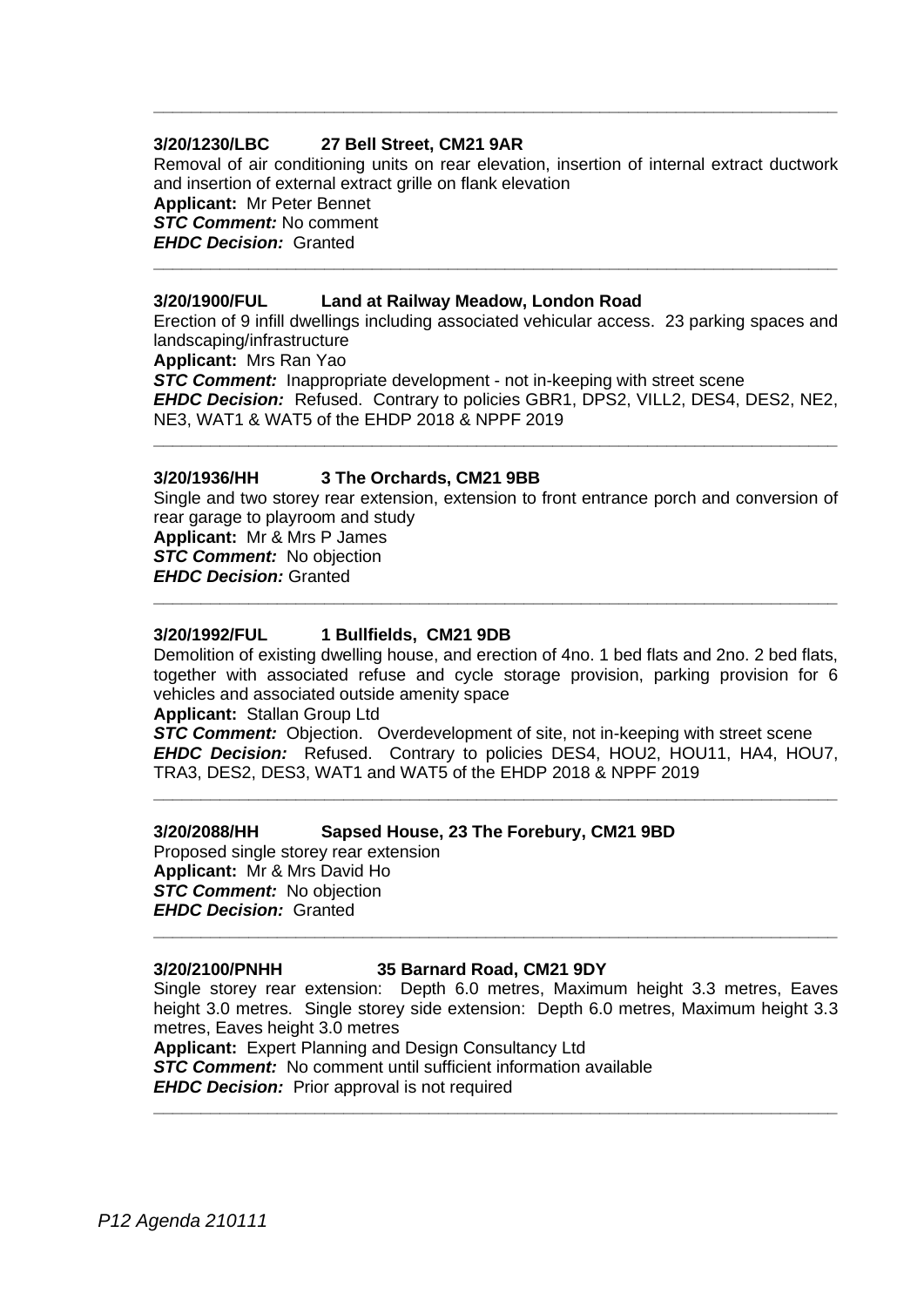---

**3/20/1230/LBC 27 Bell Street, CM21 9AR**

Removal of air conditioning units on rear elevation, insertion of internal extract ductwork and insertion of external extract grille on flank elevation

**Applicant:** Mr Peter Bennet

***STC Comment:*** No comment

***EHDC Decision:*** Granted

---

**3/20/1900/FUL Land at Railway Meadow, London Road**

Erection of 9 infill dwellings including associated vehicular access. 23 parking spaces and landscaping/infrastructure

**Applicant:** Mrs Ran Yao

***STC Comment:*** Inappropriate development - not in-keeping with street scene

***EHDC Decision:*** Refused. Contrary to policies GBR1, DPS2, VILL2, DES4, DES2, NE2, NE3, WAT1 & WAT5 of the EHDP 2018 & NPPF 2019

---

**3/20/1936/HH 3 The Orchards, CM21 9BB**

Single and two storey rear extension, extension to front entrance porch and conversion of rear garage to playroom and study

**Applicant:** Mr & Mrs P James

***STC Comment:*** No objection

***EHDC Decision:*** Granted

---

**3/20/1992/FUL 1 Bullfields, CM21 9DB**

Demolition of existing dwelling house, and erection of 4no. 1 bed flats and 2no. 2 bed flats, together with associated refuse and cycle storage provision, parking provision for 6 vehicles and associated outside amenity space

**Applicant:** Stallan Group Ltd

***STC Comment:*** Objection. Overdevelopment of site, not in-keeping with street scene

***EHDC Decision:*** Refused. Contrary to policies DES4, HOU2, HOU11, HA4, HOU7, TRA3, DES2, DES3, WAT1 and WAT5 of the EHDP 2018 & NPPF 2019

---

**3/20/2088/HH Sapsed House, 23 The Forebury, CM21 9BD**

Proposed single storey rear extension

**Applicant:** Mr & Mrs David Ho

***STC Comment:*** No objection

***EHDC Decision:*** Granted

---

**3/20/2100/PNHH 35 Barnard Road, CM21 9DY**

Single storey rear extension: Depth 6.0 metres, Maximum height 3.3 metres, Eaves height 3.0 metres. Single storey side extension: Depth 6.0 metres, Maximum height 3.3 metres, Eaves height 3.0 metres

**Applicant:** Expert Planning and Design Consultancy Ltd

***STC Comment:*** No comment until sufficient information available

***EHDC Decision:*** Prior approval is not required

---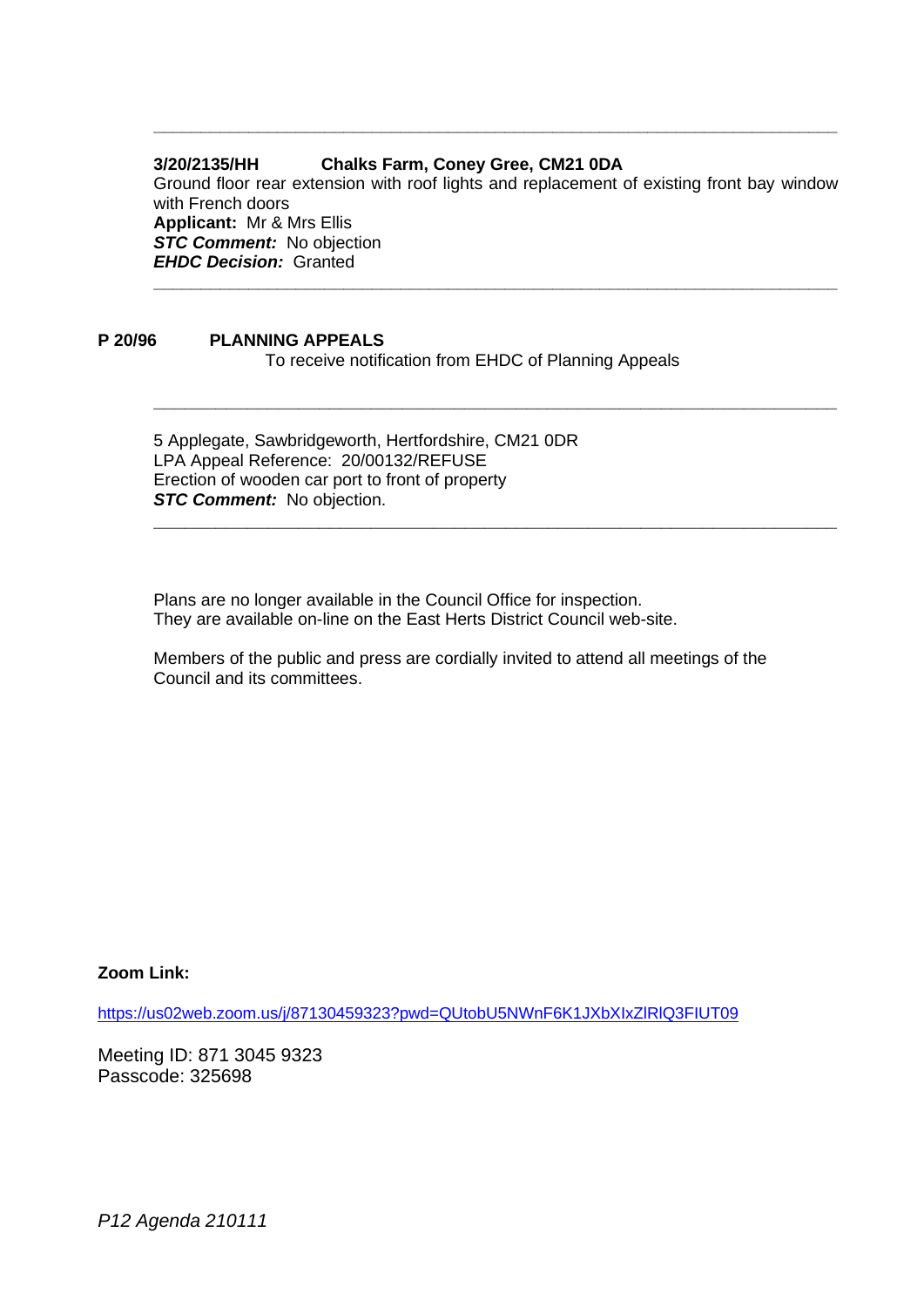---

**3/20/2135/HH Chalks Farm, Coney Gree, CM21 0DA**
Ground floor rear extension with roof lights and replacement of existing front bay window with French doors
**Applicant:** Mr & Mrs Ellis
***STC Comment:*** No objection
***EHDC Decision:*** Granted

---

**P 20/96 PLANNING APPEALS**
To receive notification from EHDC of Planning Appeals

---

5 Applegate, Sawbridgeworth, Hertfordshire, CM21 0DR
LPA Appeal Reference: 20/00132/REFUSE
Erection of wooden car port to front of property
***STC Comment:*** No objection.

---

Plans are no longer available in the Council Office for inspection.
They are available on-line on the East Herts District Council web-site.

Members of the public and press are cordially invited to attend all meetings of the Council and its committees.

**Zoom Link:**

https://us02web.zoom.us/j/87130459323?pwd=QUtobU5NWnF6K1JXbXIxZlRlQ3FIUT09

Meeting ID: 871 3045 9323
Passcode: 325698

*P12 Agenda 210111*